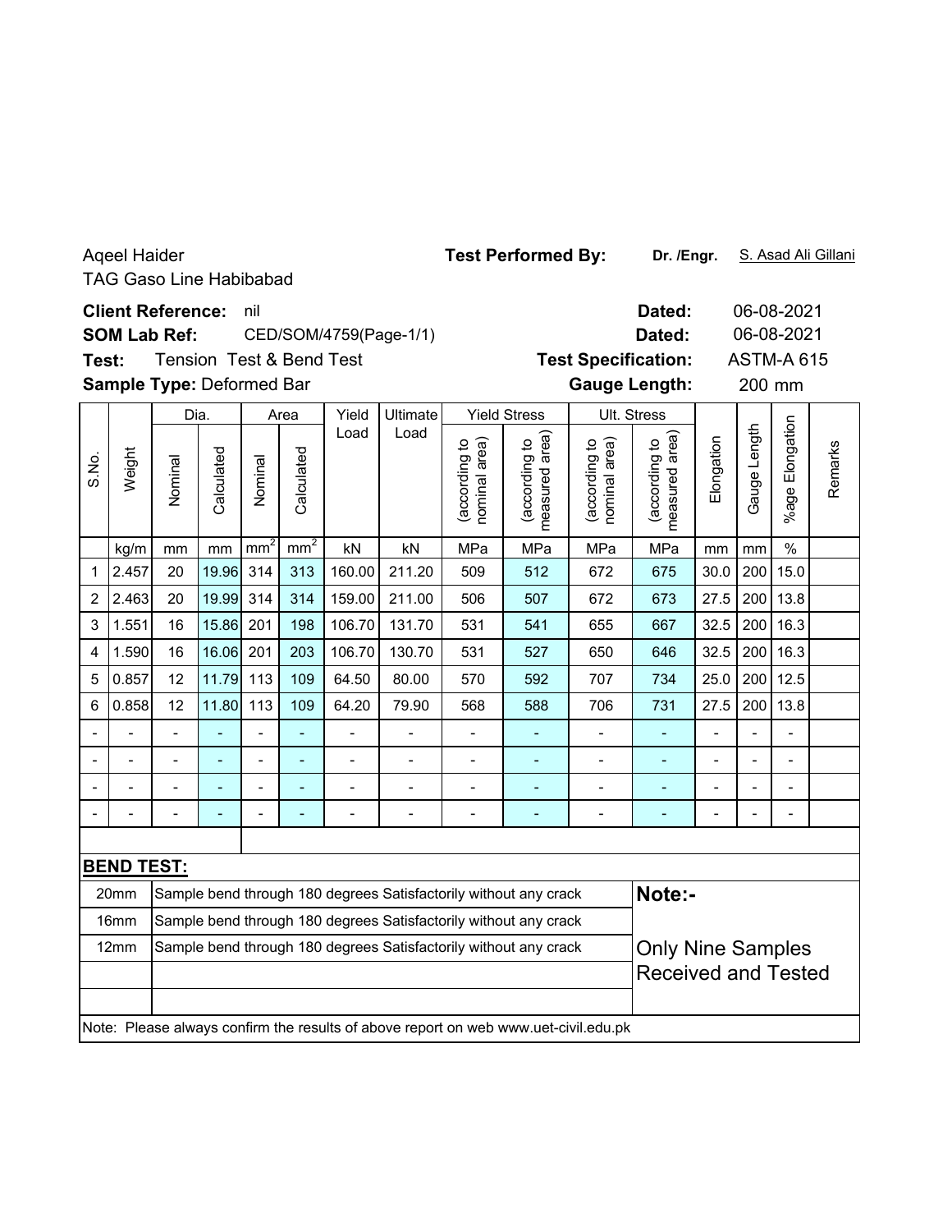Aqeel Haider
TAG Gaso Line Habibabad

**Test Performed By:** **Dr. /Engr.** S. Asad Ali Gillani

**Client Reference:** nil **Dated:** 06-08-2021

**SOM Lab Ref:** CED/SOM/4759(Page-1/1) **Dated:** 06-08-2021

**Test:** Tension Test & Bend Test **Test Specification:** ASTM-A 615

**Sample Type:** Deformed Bar **Gauge Length:** 200 mm

| S.No. | Weight | Dia. | | Area | | Yield Load | Ultimate Load | Yield Stress | | Ult. Stress | | Elongation | Gauge Length | %age Elongation | Remarks |
|---|---|---|---|---|---|---|---|---|---|---|---|---|---|---|---|
| | | Nominal | Calculated | Nominal | Calculated | | | (according to nominal area) | (according to measured area) | (according to nominal area) | (according to measured area) | | | | |
| | kg/m | mm | mm | $mm^2$ | $mm^2$ | kN | kN | MPa | MPa | MPa | MPa | mm | mm | % | |
| 1 | 2.457 | 20 | 19.96 | 314 | 313 | 160.00 | 211.20 | 509 | 512 | 672 | 675 | 30.0 | 200 | 15.0 | |
| 2 | 2.463 | 20 | 19.99 | 314 | 314 | 159.00 | 211.00 | 506 | 507 | 672 | 673 | 27.5 | 200 | 13.8 | |
| 3 | 1.551 | 16 | 15.86 | 201 | 198 | 106.70 | 131.70 | 531 | 541 | 655 | 667 | 32.5 | 200 | 16.3 | |
| 4 | 1.590 | 16 | 16.06 | 201 | 203 | 106.70 | 130.70 | 531 | 527 | 650 | 646 | 32.5 | 200 | 16.3 | |
| 5 | 0.857 | 12 | 11.79 | 113 | 109 | 64.50 | 80.00 | 570 | 592 | 707 | 734 | 25.0 | 200 | 12.5 | |
| 6 | 0.858 | 12 | 11.80 | 113 | 109 | 64.20 | 79.90 | 568 | 588 | 706 | 731 | 27.5 | 200 | 13.8 | |
| - | - | - | - | - | - | - | - | - | - | - | - | - | - | - | |
| - | - | - | - | - | - | - | - | - | - | - | - | - | - | - | |
| - | - | - | - | - | - | - | - | - | - | - | - | - | - | - | |
| - | - | - | - | - | - | - | - | - | - | - | - | - | - | - | |

**BEND TEST:**

| Size | Result |
|---|---|
| 20mm | Sample bend through 180 degrees Satisfactorily without any crack |
| 16mm | Sample bend through 180 degrees Satisfactorily without any crack |
| 12mm | Sample bend through 180 degrees Satisfactorily without any crack |

**Note:-**

Only Nine Samples Received and Tested

Note: Please always confirm the results of above report on web www.uet-civil.edu.pk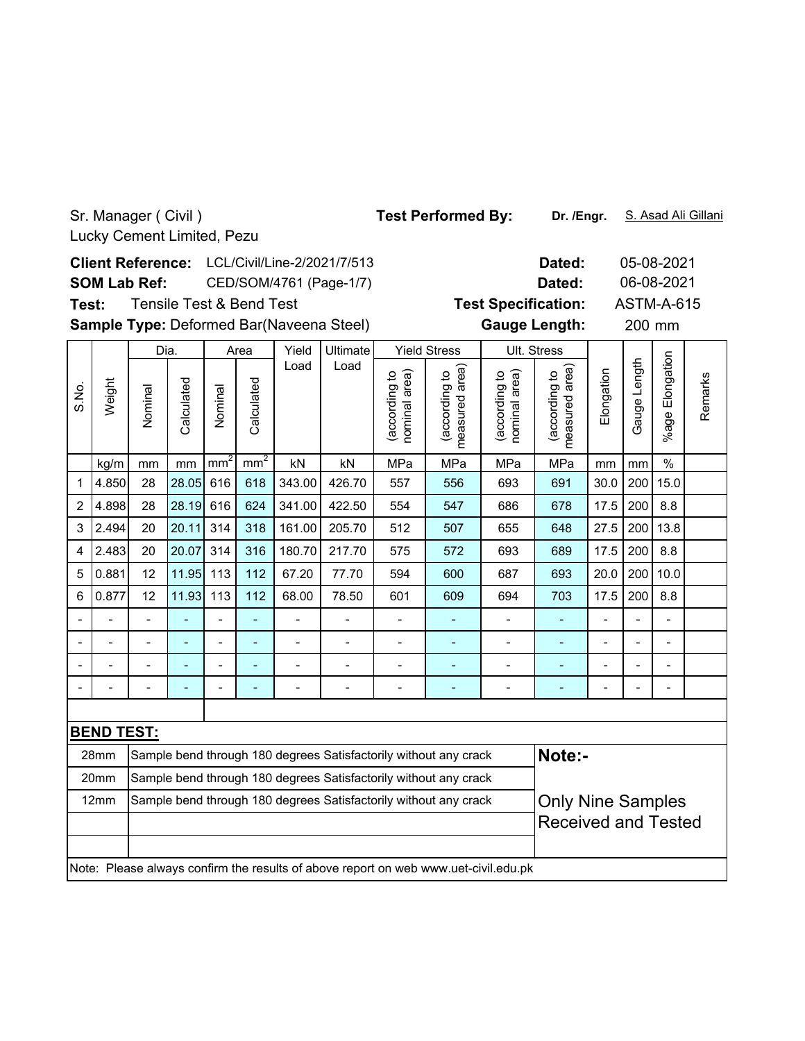Sr. Manager ( Civil )
Lucky Cement Limited, Pezu

**Test Performed By:** **Dr. /Engr.** S. Asad Ali Gillani

**Client Reference:** LCL/Civil/Line-2/2021/7/513 **Dated:** 05-08-2021

**SOM Lab Ref:** CED/SOM/4761 (Page-1/7) **Dated:** 06-08-2021

**Test:** Tensile Test & Bend Test **Test Specification:** ASTM-A-615

**Sample Type:** Deformed Bar(Naveena Steel) **Gauge Length:** 200 mm

| S.No. | Weight | Dia. | | Area | | Yield Load | Ultimate Load | Yield Stress | | Ult. Stress | | Elongation | Gauge Length | %age Elongation | Remarks |
|---|---|---|---|---|---|---|---|---|---|---|---|---|---|---|---|
| | | Nominal | Calculated | Nominal | Calculated | | | (according to nominal area) | (according to measured area) | (according to nominal area) | (according to measured area) | | | | |
| | kg/m | mm | mm | $mm^2$ | $mm^2$ | kN | kN | MPa | MPa | MPa | MPa | mm | mm | % | |
| 1 | 4.850 | 28 | 28.05 | 616 | 618 | 343.00 | 426.70 | 557 | 556 | 693 | 691 | 30.0 | 200 | 15.0 | |
| 2 | 4.898 | 28 | 28.19 | 616 | 624 | 341.00 | 422.50 | 554 | 547 | 686 | 678 | 17.5 | 200 | 8.8 | |
| 3 | 2.494 | 20 | 20.11 | 314 | 318 | 161.00 | 205.70 | 512 | 507 | 655 | 648 | 27.5 | 200 | 13.8 | |
| 4 | 2.483 | 20 | 20.07 | 314 | 316 | 180.70 | 217.70 | 575 | 572 | 693 | 689 | 17.5 | 200 | 8.8 | |
| 5 | 0.881 | 12 | 11.95 | 113 | 112 | 67.20 | 77.70 | 594 | 600 | 687 | 693 | 20.0 | 200 | 10.0 | |
| 6 | 0.877 | 12 | 11.93 | 113 | 112 | 68.00 | 78.50 | 601 | 609 | 694 | 703 | 17.5 | 200 | 8.8 | |
| - | - | - | - | - | - | - | - | - | - | - | - | - | - | - | |
| - | - | - | - | - | - | - | - | - | - | - | - | - | - | - | |
| - | - | - | - | - | - | - | - | - | - | - | - | - | - | - | |
| - | - | - | - | - | - | - | - | - | - | - | - | - | - | - | |

**BEND TEST:**

| Size | Result |
|---|---|
| 28mm | Sample bend through 180 degrees Satisfactorily without any crack |
| 20mm | Sample bend through 180 degrees Satisfactorily without any crack |
| 12mm | Sample bend through 180 degrees Satisfactorily without any crack |

**Note:-**

Only Nine Samples Received and Tested

Note: Please always confirm the results of above report on web www.uet-civil.edu.pk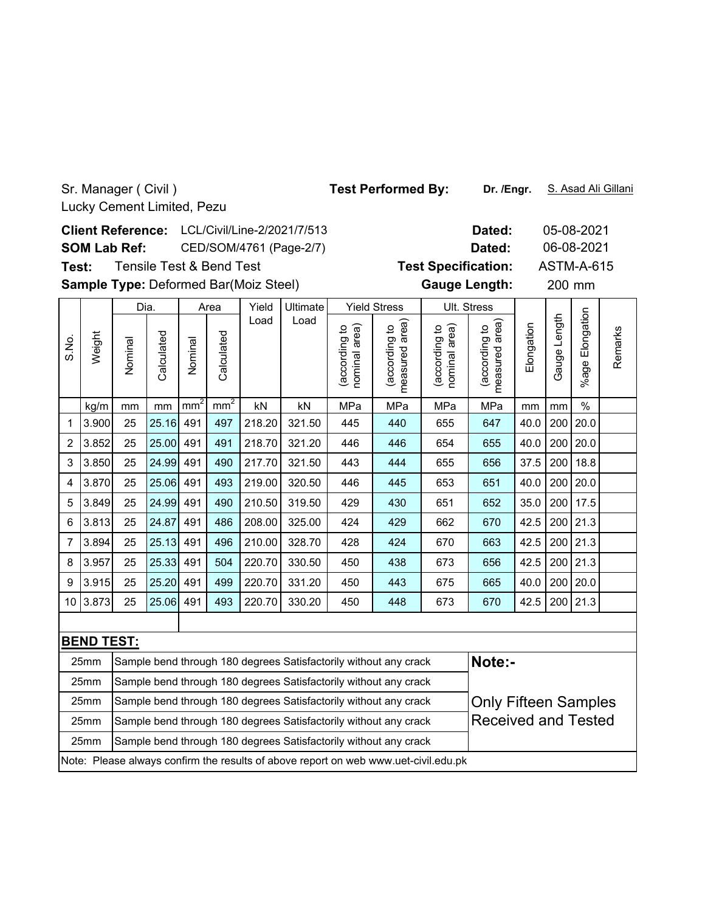Sr. Manager ( Civil )
Lucky Cement Limited, Pezu

**Test Performed By:** **Dr. /Engr.** S. Asad Ali Gillani

**Client Reference:** LCL/Civil/Line-2/2021/7/513 **Dated:** 05-08-2021

**SOM Lab Ref:** CED/SOM/4761 (Page-2/7) **Dated:** 06-08-2021

**Test:** Tensile Test & Bend Test **Test Specification:** ASTM-A-615

**Sample Type:** Deformed Bar(Moiz Steel) **Gauge Length:** 200 mm

| S.No. | Weight | Dia. | | Area | | Yield Load | Ultimate Load | Yield Stress | | Ult. Stress | | Elongation | Gauge Length | %age Elongation | Remarks |
|---|---|---|---|---|---|---|---|---|---|---|---|---|---|---|---|
| | | Nominal | Calculated | Nominal | Calculated | | | (according to nominal area) | (according to measured area) | (according to nominal area) | (according to measured area) | | | | |
| | kg/m | mm | mm | $mm^2$ | $mm^2$ | kN | kN | MPa | MPa | MPa | MPa | mm | mm | % | |
| 1 | 3.900 | 25 | 25.16 | 491 | 497 | 218.20 | 321.50 | 445 | 440 | 655 | 647 | 40.0 | 200 | 20.0 | |
| 2 | 3.852 | 25 | 25.00 | 491 | 491 | 218.70 | 321.20 | 446 | 446 | 654 | 655 | 40.0 | 200 | 20.0 | |
| 3 | 3.850 | 25 | 24.99 | 491 | 490 | 217.70 | 321.50 | 443 | 444 | 655 | 656 | 37.5 | 200 | 18.8 | |
| 4 | 3.870 | 25 | 25.06 | 491 | 493 | 219.00 | 320.50 | 446 | 445 | 653 | 651 | 40.0 | 200 | 20.0 | |
| 5 | 3.849 | 25 | 24.99 | 491 | 490 | 210.50 | 319.50 | 429 | 430 | 651 | 652 | 35.0 | 200 | 17.5 | |
| 6 | 3.813 | 25 | 24.87 | 491 | 486 | 208.00 | 325.00 | 424 | 429 | 662 | 670 | 42.5 | 200 | 21.3 | |
| 7 | 3.894 | 25 | 25.13 | 491 | 496 | 210.00 | 328.70 | 428 | 424 | 670 | 663 | 42.5 | 200 | 21.3 | |
| 8 | 3.957 | 25 | 25.33 | 491 | 504 | 220.70 | 330.50 | 450 | 438 | 673 | 656 | 42.5 | 200 | 21.3 | |
| 9 | 3.915 | 25 | 25.20 | 491 | 499 | 220.70 | 331.20 | 450 | 443 | 675 | 665 | 40.0 | 200 | 20.0 | |
| 10 | 3.873 | 25 | 25.06 | 491 | 493 | 220.70 | 330.20 | 450 | 448 | 673 | 670 | 42.5 | 200 | 21.3 | |

**BEND TEST:**

| Size | Result |
|---|---|
| 25mm | Sample bend through 180 degrees Satisfactorily without any crack |
| 25mm | Sample bend through 180 degrees Satisfactorily without any crack |
| 25mm | Sample bend through 180 degrees Satisfactorily without any crack |
| 25mm | Sample bend through 180 degrees Satisfactorily without any crack |
| 25mm | Sample bend through 180 degrees Satisfactorily without any crack |

**Note:-**

Only Fifteen Samples Received and Tested

Note: Please always confirm the results of above report on web www.uet-civil.edu.pk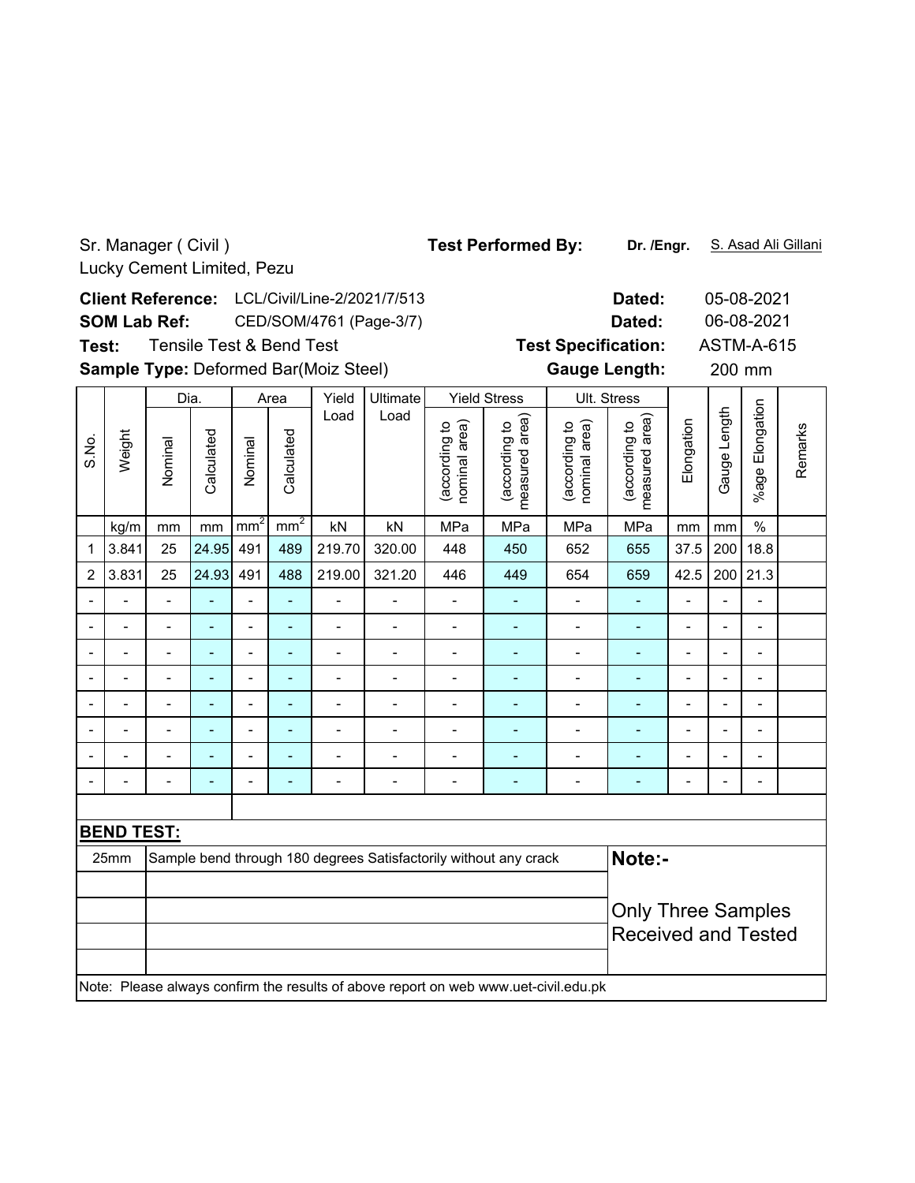Sr. Manager ( Civil )
Lucky Cement Limited, Pezu

**Test Performed By:** **Dr. /Engr.** S. Asad Ali Gillani

**Client Reference:** LCL/Civil/Line-2/2021/7/513 **Dated:** 05-08-2021

**SOM Lab Ref:** CED/SOM/4761 (Page-3/7) **Dated:** 06-08-2021

**Test:** Tensile Test & Bend Test **Test Specification:** ASTM-A-615

**Sample Type:** Deformed Bar(Moiz Steel) **Gauge Length:** 200 mm

| S.No. | Weight | Dia. | | Area | | Yield Load | Ultimate Load | Yield Stress | | Ult. Stress | | Elongation | Gauge Length | %age Elongation | Remarks |
|---|---|---|---|---|---|---|---|---|---|---|---|---|---|---|---|
| | | Nominal | Calculated | Nominal | Calculated | | | (according to nominal area) | (according to measured area) | (according to nominal area) | (according to measured area) | | | | |
| | kg/m | mm | mm | $mm^2$ | $mm^2$ | kN | kN | MPa | MPa | MPa | MPa | mm | mm | % | |
| 1 | 3.841 | 25 | 24.95 | 491 | 489 | 219.70 | 320.00 | 448 | 450 | 652 | 655 | 37.5 | 200 | 18.8 | |
| 2 | 3.831 | 25 | 24.93 | 491 | 488 | 219.00 | 321.20 | 446 | 449 | 654 | 659 | 42.5 | 200 | 21.3 | |
| - | - | - | - | - | - | - | - | - | - | - | - | - | - | - | |
| - | - | - | - | - | - | - | - | - | - | - | - | - | - | - | |
| - | - | - | - | - | - | - | - | - | - | - | - | - | - | - | |
| - | - | - | - | - | - | - | - | - | - | - | - | - | - | - | |
| - | - | - | - | - | - | - | - | - | - | - | - | - | - | - | |
| - | - | - | - | - | - | - | - | - | - | - | - | - | - | - | |
| - | - | - | - | - | - | - | - | - | - | - | - | - | - | - | |
| - | - | - | - | - | - | - | - | - | - | - | - | - | - | - | |

**BEND TEST:**

| | |
|---|---|
| 25mm | Sample bend through 180 degrees Satisfactorily without any crack |

**Note:-**

Only Three Samples Received and Tested

Note: Please always confirm the results of above report on web www.uet-civil.edu.pk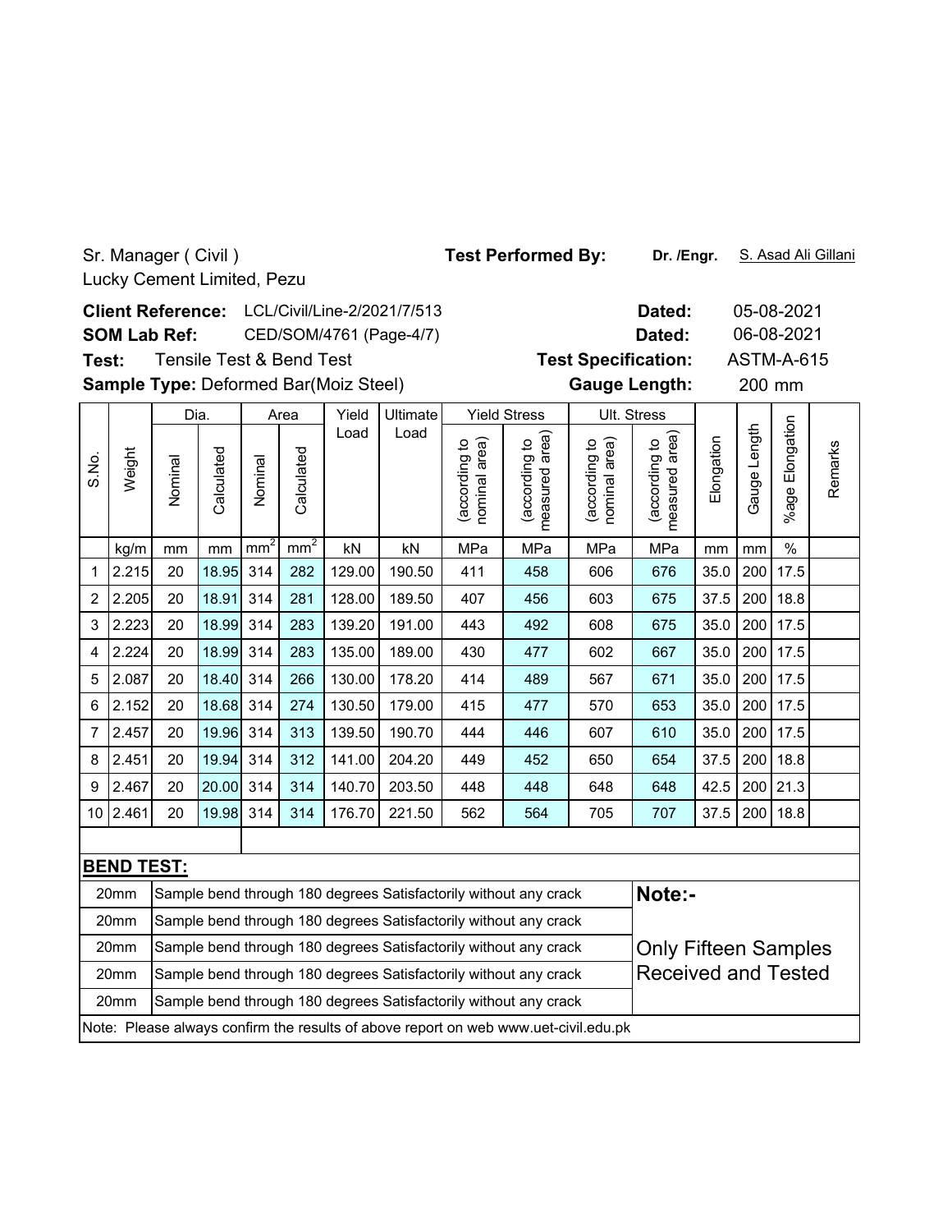Sr. Manager ( Civil )
Lucky Cement Limited, Pezu

**Test Performed By:** **Dr. /Engr.** S. Asad Ali Gillani

**Client Reference:** LCL/Civil/Line-2/2021/7/513 **Dated:** 05-08-2021

**SOM Lab Ref:** CED/SOM/4761 (Page-4/7) **Dated:** 06-08-2021

**Test:** Tensile Test & Bend Test **Test Specification:** ASTM-A-615

**Sample Type:** Deformed Bar(Moiz Steel) **Gauge Length:** 200 mm

| S.No. | Weight | Dia. | | Area | | Yield Load | Ultimate Load | Yield Stress | | Ult. Stress | | Elongation | Gauge Length | %age Elongation | Remarks |
|---|---|---|---|---|---|---|---|---|---|---|---|---|---|---|---|
| | | Nominal | Calculated | Nominal | Calculated | | | (according to nominal area) | (according to measured area) | (according to nominal area) | (according to measured area) | | | | |
| | kg/m | mm | mm | $mm^2$ | $mm^2$ | kN | kN | MPa | MPa | MPa | MPa | mm | mm | % | |
| 1 | 2.215 | 20 | 18.95 | 314 | 282 | 129.00 | 190.50 | 411 | 458 | 606 | 676 | 35.0 | 200 | 17.5 | |
| 2 | 2.205 | 20 | 18.91 | 314 | 281 | 128.00 | 189.50 | 407 | 456 | 603 | 675 | 37.5 | 200 | 18.8 | |
| 3 | 2.223 | 20 | 18.99 | 314 | 283 | 139.20 | 191.00 | 443 | 492 | 608 | 675 | 35.0 | 200 | 17.5 | |
| 4 | 2.224 | 20 | 18.99 | 314 | 283 | 135.00 | 189.00 | 430 | 477 | 602 | 667 | 35.0 | 200 | 17.5 | |
| 5 | 2.087 | 20 | 18.40 | 314 | 266 | 130.00 | 178.20 | 414 | 489 | 567 | 671 | 35.0 | 200 | 17.5 | |
| 6 | 2.152 | 20 | 18.68 | 314 | 274 | 130.50 | 179.00 | 415 | 477 | 570 | 653 | 35.0 | 200 | 17.5 | |
| 7 | 2.457 | 20 | 19.96 | 314 | 313 | 139.50 | 190.70 | 444 | 446 | 607 | 610 | 35.0 | 200 | 17.5 | |
| 8 | 2.451 | 20 | 19.94 | 314 | 312 | 141.00 | 204.20 | 449 | 452 | 650 | 654 | 37.5 | 200 | 18.8 | |
| 9 | 2.467 | 20 | 20.00 | 314 | 314 | 140.70 | 203.50 | 448 | 448 | 648 | 648 | 42.5 | 200 | 21.3 | |
| 10 | 2.461 | 20 | 19.98 | 314 | 314 | 176.70 | 221.50 | 562 | 564 | 705 | 707 | 37.5 | 200 | 18.8 | |

**BEND TEST:**

| Size | Result |
|---|---|
| 20mm | Sample bend through 180 degrees Satisfactorily without any crack |
| 20mm | Sample bend through 180 degrees Satisfactorily without any crack |
| 20mm | Sample bend through 180 degrees Satisfactorily without any crack |
| 20mm | Sample bend through 180 degrees Satisfactorily without any crack |
| 20mm | Sample bend through 180 degrees Satisfactorily without any crack |

**Note:-**

Only Fifteen Samples Received and Tested

Note: Please always confirm the results of above report on web www.uet-civil.edu.pk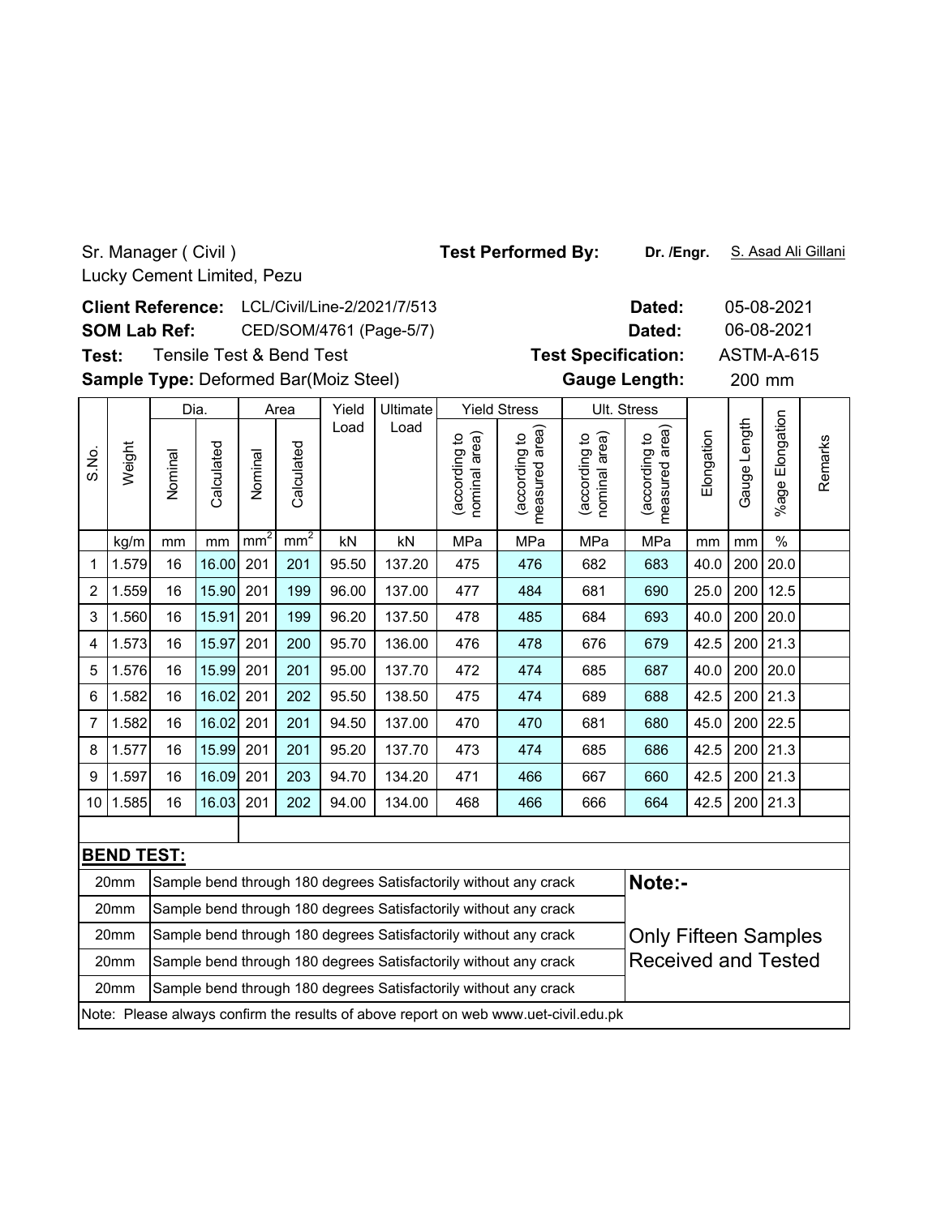Sr. Manager ( Civil )
Lucky Cement Limited, Pezu

**Test Performed By:** **Dr. /Engr.** S. Asad Ali Gillani

**Client Reference:** LCL/Civil/Line-2/2021/7/513 **Dated:** 05-08-2021
**SOM Lab Ref:** CED/SOM/4761 (Page-5/7) **Dated:** 06-08-2021
**Test:** Tensile Test & Bend Test **Test Specification:** ASTM-A-615
**Sample Type:** Deformed Bar(Moiz Steel) **Gauge Length:** 200 mm

| S.No. | Weight | Dia. | | Area | | Yield Load | Ultimate Load | Yield Stress | | Ult. Stress | | Elongation | Gauge Length | %age Elongation | Remarks |
|---|---|---|---|---|---|---|---|---|---|---|---|---|---|---|---|
| | | Nominal | Calculated | Nominal | Calculated | | | (according to nominal area) | (according to measured area) | (according to nominal area) | (according to measured area) | | | | |
| | kg/m | mm | mm | $mm^2$ | $mm^2$ | kN | kN | MPa | MPa | MPa | MPa | mm | mm | % | |
| 1 | 1.579 | 16 | 16.00 | 201 | 201 | 95.50 | 137.20 | 475 | 476 | 682 | 683 | 40.0 | 200 | 20.0 | |
| 2 | 1.559 | 16 | 15.90 | 201 | 199 | 96.00 | 137.00 | 477 | 484 | 681 | 690 | 25.0 | 200 | 12.5 | |
| 3 | 1.560 | 16 | 15.91 | 201 | 199 | 96.20 | 137.50 | 478 | 485 | 684 | 693 | 40.0 | 200 | 20.0 | |
| 4 | 1.573 | 16 | 15.97 | 201 | 200 | 95.70 | 136.00 | 476 | 478 | 676 | 679 | 42.5 | 200 | 21.3 | |
| 5 | 1.576 | 16 | 15.99 | 201 | 201 | 95.00 | 137.70 | 472 | 474 | 685 | 687 | 40.0 | 200 | 20.0 | |
| 6 | 1.582 | 16 | 16.02 | 201 | 202 | 95.50 | 138.50 | 475 | 474 | 689 | 688 | 42.5 | 200 | 21.3 | |
| 7 | 1.582 | 16 | 16.02 | 201 | 201 | 94.50 | 137.00 | 470 | 470 | 681 | 680 | 45.0 | 200 | 22.5 | |
| 8 | 1.577 | 16 | 15.99 | 201 | 201 | 95.20 | 137.70 | 473 | 474 | 685 | 686 | 42.5 | 200 | 21.3 | |
| 9 | 1.597 | 16 | 16.09 | 201 | 203 | 94.70 | 134.20 | 471 | 466 | 667 | 660 | 42.5 | 200 | 21.3 | |
| 10 | 1.585 | 16 | 16.03 | 201 | 202 | 94.00 | 134.00 | 468 | 466 | 666 | 664 | 42.5 | 200 | 21.3 | |

**BEND TEST:**

| | | |
|---|---|---|
| 20mm | Sample bend through 180 degrees Satisfactorily without any crack | **Note:-** |
| 20mm | Sample bend through 180 degrees Satisfactorily without any crack | |
| 20mm | Sample bend through 180 degrees Satisfactorily without any crack | Only Fifteen Samples |
| 20mm | Sample bend through 180 degrees Satisfactorily without any crack | Received and Tested |
| 20mm | Sample bend through 180 degrees Satisfactorily without any crack | |

Note: Please always confirm the results of above report on web www.uet-civil.edu.pk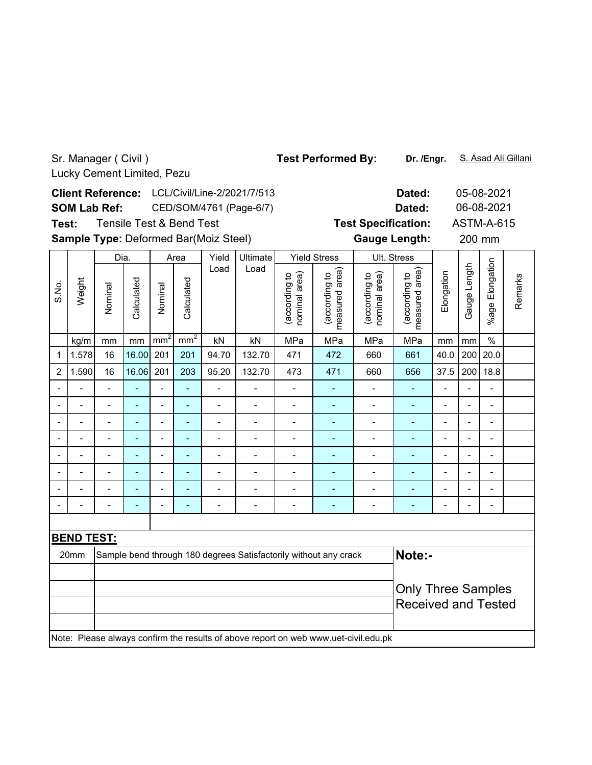Sr. Manager ( Civil )
Lucky Cement Limited, Pezu

**Test Performed By:** **Dr. /Engr.** S. Asad Ali Gillani

**Client Reference:** LCL/Civil/Line-2/2021/7/513 **Dated:** 05-08-2021

**SOM Lab Ref:** CED/SOM/4761 (Page-6/7) **Dated:** 06-08-2021

**Test:** Tensile Test & Bend Test **Test Specification:** ASTM-A-615

**Sample Type:** Deformed Bar(Moiz Steel) **Gauge Length:** 200 mm

| S.No. | Weight | Dia. | | Area | | Yield Load | Ultimate Load | Yield Stress | | Ult. Stress | | Elongation | Gauge Length | %age Elongation | Remarks |
|---|---|---|---|---|---|---|---|---|---|---|---|---|---|---|---|
| | | Nominal | Calculated | Nominal | Calculated | | | (according to nominal area) | (according to measured area) | (according to nominal area) | (according to measured area) | | | | |
| | kg/m | mm | mm | $mm^2$ | $mm^2$ | kN | kN | MPa | MPa | MPa | MPa | mm | mm | % | |
| 1 | 1.578 | 16 | 16.00 | 201 | 201 | 94.70 | 132.70 | 471 | 472 | 660 | 661 | 40.0 | 200 | 20.0 | |
| 2 | 1.590 | 16 | 16.06 | 201 | 203 | 95.20 | 132.70 | 473 | 471 | 660 | 656 | 37.5 | 200 | 18.8 | |
| - | - | - | - | - | - | - | - | - | - | - | - | - | - | - | |
| - | - | - | - | - | - | - | - | - | - | - | - | - | - | - | |
| - | - | - | - | - | - | - | - | - | - | - | - | - | - | - | |
| - | - | - | - | - | - | - | - | - | - | - | - | - | - | - | |
| - | - | - | - | - | - | - | - | - | - | - | - | - | - | - | |
| - | - | - | - | - | - | - | - | - | - | - | - | - | - | - | |
| - | - | - | - | - | - | - | - | - | - | - | - | - | - | - | |
| - | - | - | - | - | - | - | - | - | - | - | - | - | - | - | |

**BEND TEST:**

| | | |
|---|---|---|
| 20mm | Sample bend through 180 degrees Satisfactorily without any crack | **Note:-** Only Three Samples Received and Tested |

Note: Please always confirm the results of above report on web www.uet-civil.edu.pk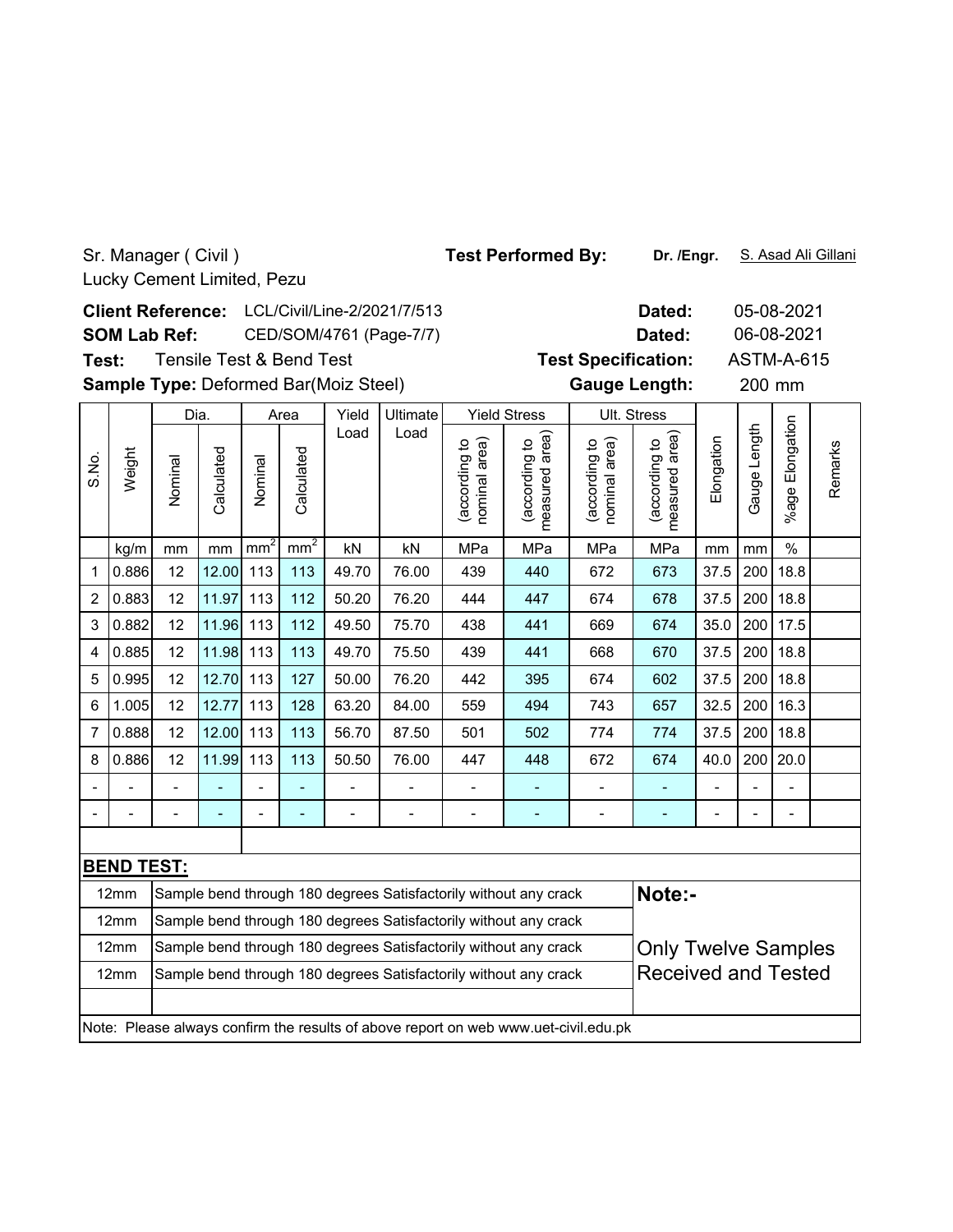Sr. Manager ( Civil )
Lucky Cement Limited, Pezu

**Test Performed By:** **Dr. /Engr.** S. Asad Ali Gillani

**Client Reference:** LCL/Civil/Line-2/2021/7/513 **Dated:** 05-08-2021

**SOM Lab Ref:** CED/SOM/4761 (Page-7/7) **Dated:** 06-08-2021

**Test:** Tensile Test & Bend Test **Test Specification:** ASTM-A-615

**Sample Type:** Deformed Bar(Moiz Steel) **Gauge Length:** 200 mm

| S.No. | Weight | Dia. | | Area | | Yield Load | Ultimate Load | Yield Stress | | Ult. Stress | | Elongation | Gauge Length | %age Elongation | Remarks |
|---|---|---|---|---|---|---|---|---|---|---|---|---|---|---|---|
| | | Nominal | Calculated | Nominal | Calculated | | | (according to nominal area) | (according to measured area) | (according to nominal area) | (according to measured area) | | | | |
| | kg/m | mm | mm | $mm^2$ | $mm^2$ | kN | kN | MPa | MPa | MPa | MPa | mm | mm | % | |
| 1 | 0.886 | 12 | 12.00 | 113 | 113 | 49.70 | 76.00 | 439 | 440 | 672 | 673 | 37.5 | 200 | 18.8 | |
| 2 | 0.883 | 12 | 11.97 | 113 | 112 | 50.20 | 76.20 | 444 | 447 | 674 | 678 | 37.5 | 200 | 18.8 | |
| 3 | 0.882 | 12 | 11.96 | 113 | 112 | 49.50 | 75.70 | 438 | 441 | 669 | 674 | 35.0 | 200 | 17.5 | |
| 4 | 0.885 | 12 | 11.98 | 113 | 113 | 49.70 | 75.50 | 439 | 441 | 668 | 670 | 37.5 | 200 | 18.8 | |
| 5 | 0.995 | 12 | 12.70 | 113 | 127 | 50.00 | 76.20 | 442 | 395 | 674 | 602 | 37.5 | 200 | 18.8 | |
| 6 | 1.005 | 12 | 12.77 | 113 | 128 | 63.20 | 84.00 | 559 | 494 | 743 | 657 | 32.5 | 200 | 16.3 | |
| 7 | 0.888 | 12 | 12.00 | 113 | 113 | 56.70 | 87.50 | 501 | 502 | 774 | 774 | 37.5 | 200 | 18.8 | |
| 8 | 0.886 | 12 | 11.99 | 113 | 113 | 50.50 | 76.00 | 447 | 448 | 672 | 674 | 40.0 | 200 | 20.0 | |
| - | - | - | - | - | - | - | - | - | - | - | - | - | - | - | |
| - | - | - | - | - | - | - | - | - | - | - | - | - | - | - | |

**BEND TEST:**

| Size | Result |
|---|---|
| 12mm | Sample bend through 180 degrees Satisfactorily without any crack |
| 12mm | Sample bend through 180 degrees Satisfactorily without any crack |
| 12mm | Sample bend through 180 degrees Satisfactorily without any crack |
| 12mm | Sample bend through 180 degrees Satisfactorily without any crack |

**Note:-**

Only Twelve Samples Received and Tested

Note: Please always confirm the results of above report on web www.uet-civil.edu.pk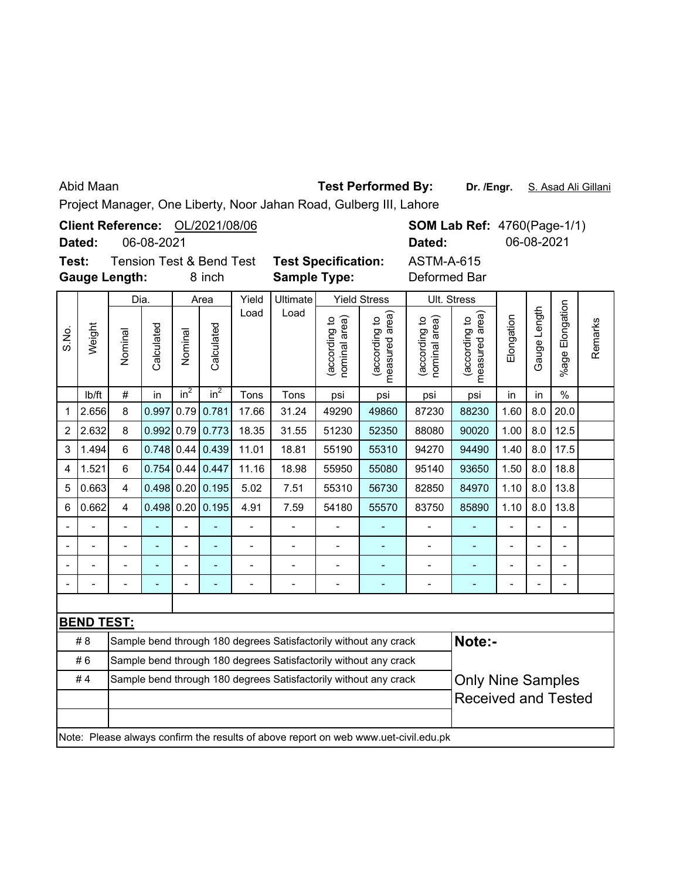Abid Maan

Project Manager, One Liberty, Noor Jahan Road, Gulberg III, Lahore

**Test Performed By:** **Dr. /Engr.** S. Asad Ali Gillani

**Client Reference:** OL/2021/08/06

**Dated:** 06-08-2021

**SOM Lab Ref:** 4760(Page-1/1)

**Dated:** 06-08-2021

**Test:** Tension Test & Bend Test

**Gauge Length:** 8 inch

**Test Specification:** ASTM-A-615

**Sample Type:** Deformed Bar

| S.No. | Weight | Dia. | | Area | | Yield Load | Ultimate Load | Yield Stress | | Ult. Stress | | Elongation | Gauge Length | %age Elongation | Remarks |
|---|---|---|---|---|---|---|---|---|---|---|---|---|---|---|---|
| | | Nominal | Calculated | Nominal | Calculated | | | (according to nominal area) | (according to measured area) | (according to nominal area) | (according to measured area) | | | | |
| | lb/ft | # | in | $in^2$ | $in^2$ | Tons | Tons | psi | psi | psi | psi | in | in | % | |
| 1 | 2.656 | 8 | 0.997 | 0.79 | 0.781 | 17.66 | 31.24 | 49290 | 49860 | 87230 | 88230 | 1.60 | 8.0 | 20.0 | |
| 2 | 2.632 | 8 | 0.992 | 0.79 | 0.773 | 18.35 | 31.55 | 51230 | 52350 | 88080 | 90020 | 1.00 | 8.0 | 12.5 | |
| 3 | 1.494 | 6 | 0.748 | 0.44 | 0.439 | 11.01 | 18.81 | 55190 | 55310 | 94270 | 94490 | 1.40 | 8.0 | 17.5 | |
| 4 | 1.521 | 6 | 0.754 | 0.44 | 0.447 | 11.16 | 18.98 | 55950 | 55080 | 95140 | 93650 | 1.50 | 8.0 | 18.8 | |
| 5 | 0.663 | 4 | 0.498 | 0.20 | 0.195 | 5.02 | 7.51 | 55310 | 56730 | 82850 | 84970 | 1.10 | 8.0 | 13.8 | |
| 6 | 0.662 | 4 | 0.498 | 0.20 | 0.195 | 4.91 | 7.59 | 54180 | 55570 | 83750 | 85890 | 1.10 | 8.0 | 13.8 | |
| - | - | - | - | - | - | - | - | - | - | - | - | - | - | - | |
| - | - | - | - | - | - | - | - | - | - | - | - | - | - | - | |
| - | - | - | - | - | - | - | - | - | - | - | - | - | - | - | |
| - | - | - | - | - | - | - | - | - | - | - | - | - | - | - | |

**BEND TEST:**

| | |
|---|---|
| # 8 | Sample bend through 180 degrees Satisfactorily without any crack |
| # 6 | Sample bend through 180 degrees Satisfactorily without any crack |
| # 4 | Sample bend through 180 degrees Satisfactorily without any crack |

**Note:-**

Only Nine Samples Received and Tested

Note: Please always confirm the results of above report on web www.uet-civil.edu.pk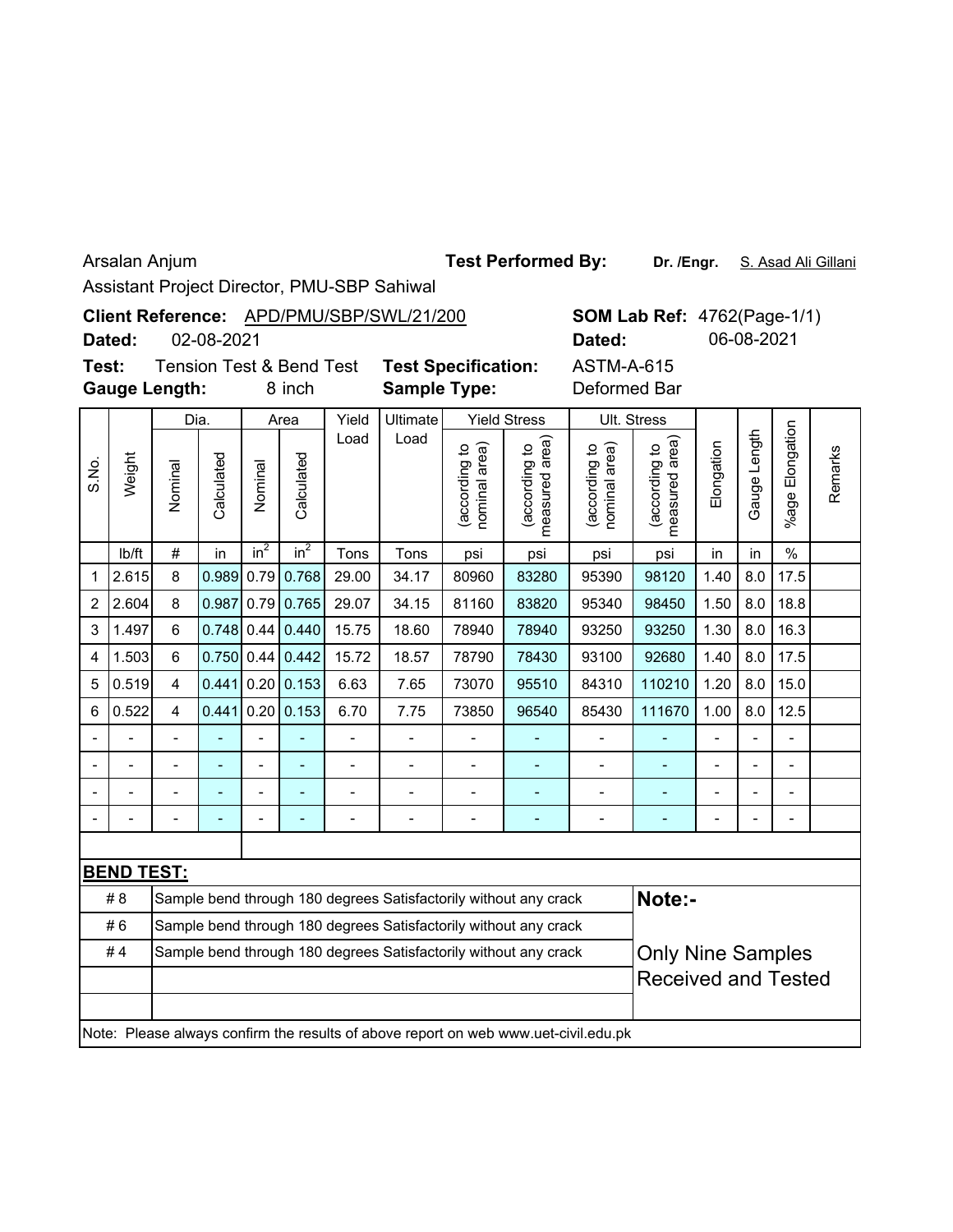Arsalan Anjum

Assistant Project Director, PMU-SBP Sahiwal

**Test Performed By:** **Dr. /Engr.** S. Asad Ali Gillani

**Client Reference:** APD/PMU/SBP/SWL/21/200

**Dated:** 02-08-2021

**SOM Lab Ref:** 4762(Page-1/1)

**Dated:** 06-08-2021

**Test:** Tension Test & Bend Test

**Test Specification:** ASTM-A-615

**Gauge Length:** 8 inch

**Sample Type:** Deformed Bar

| S.No. | Weight | Dia. | | Area | | Yield Load | Ultimate Load | Yield Stress | | Ult. Stress | | Elongation | Gauge Length | %age Elongation | Remarks |
|---|---|---|---|---|---|---|---|---|---|---|---|---|---|---|---|
| | | Nominal | Calculated | Nominal | Calculated | | | (according to nominal area) | (according to measured area) | (according to nominal area) | (according to measured area) | | | | |
| | lb/ft | # | in | $in^2$ | $in^2$ | Tons | Tons | psi | psi | psi | psi | in | in | % | |
| 1 | 2.615 | 8 | 0.989 | 0.79 | 0.768 | 29.00 | 34.17 | 80960 | 83280 | 95390 | 98120 | 1.40 | 8.0 | 17.5 | |
| 2 | 2.604 | 8 | 0.987 | 0.79 | 0.765 | 29.07 | 34.15 | 81160 | 83820 | 95340 | 98450 | 1.50 | 8.0 | 18.8 | |
| 3 | 1.497 | 6 | 0.748 | 0.44 | 0.440 | 15.75 | 18.60 | 78940 | 78940 | 93250 | 93250 | 1.30 | 8.0 | 16.3 | |
| 4 | 1.503 | 6 | 0.750 | 0.44 | 0.442 | 15.72 | 18.57 | 78790 | 78430 | 93100 | 92680 | 1.40 | 8.0 | 17.5 | |
| 5 | 0.519 | 4 | 0.441 | 0.20 | 0.153 | 6.63 | 7.65 | 73070 | 95510 | 84310 | 110210 | 1.20 | 8.0 | 15.0 | |
| 6 | 0.522 | 4 | 0.441 | 0.20 | 0.153 | 6.70 | 7.75 | 73850 | 96540 | 85430 | 111670 | 1.00 | 8.0 | 12.5 | |
| - | - | - | - | - | - | - | - | - | - | - | - | - | - | - | |
| - | - | - | - | - | - | - | - | - | - | - | - | - | - | - | |
| - | - | - | - | - | - | - | - | - | - | - | - | - | - | - | |
| - | - | - | - | - | - | - | - | - | - | - | - | - | - | - | |

**BEND TEST:**

| | |
|---|---|
| # 8 | Sample bend through 180 degrees Satisfactorily without any crack |
| # 6 | Sample bend through 180 degrees Satisfactorily without any crack |
| # 4 | Sample bend through 180 degrees Satisfactorily without any crack |

**Note:-**

Only Nine Samples Received and Tested

Note: Please always confirm the results of above report on web www.uet-civil.edu.pk